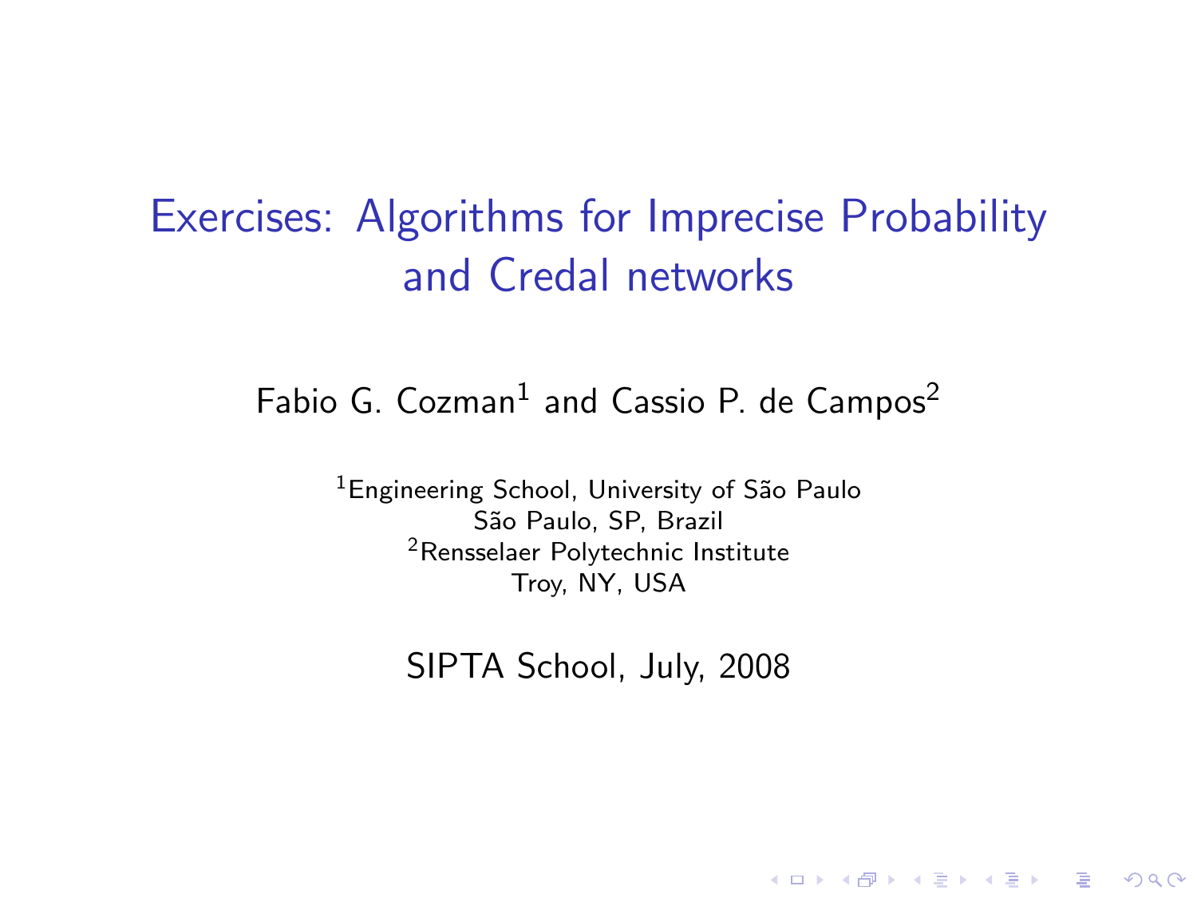# Exercises: Algorithms for Imprecise Probability and Credal networks

Fabio G. Cozman[1] and Cassio P. de Campos[2]

[1]Engineering School, University of São Paulo
São Paulo, SP, Brazil
[2]Rensselaer Polytechnic Institute
Troy, NY, USA

SIPTA School, July, 2008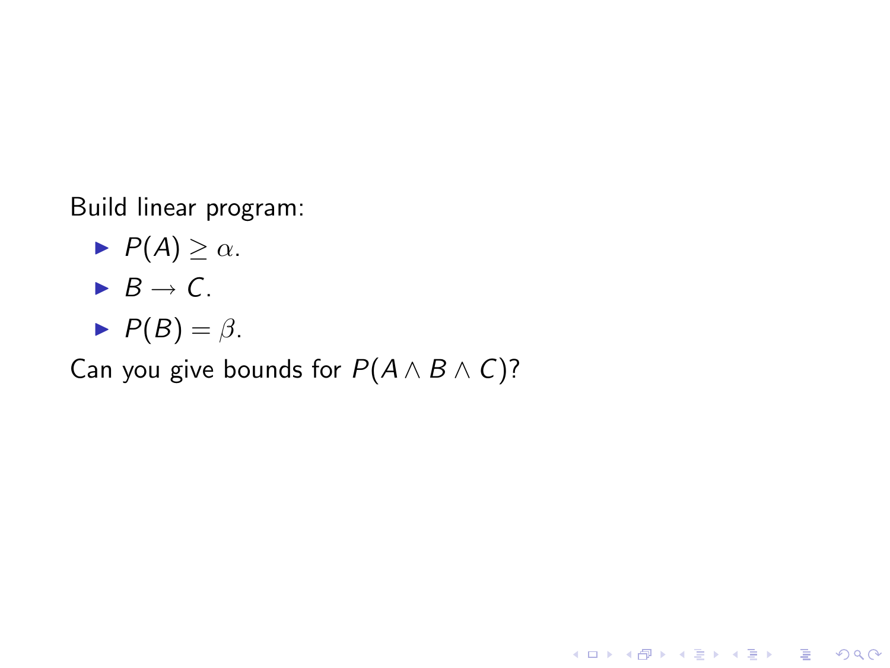Build linear program:

- $P(A) \geq \alpha$.
- $B \rightarrow C$.
- $P(B) = \beta$.

Can you give bounds for $P(A \wedge B \wedge C)$?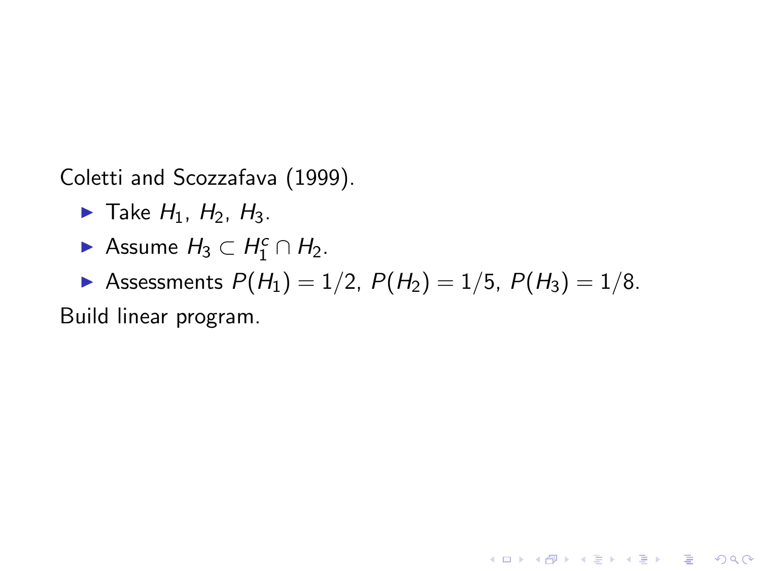Coletti and Scozzafava (1999).

- Take $H_1$, $H_2$, $H_3$.
- Assume $H_3 \subset H_1^c \cap H_2$.
- Assessments $P(H_1) = 1/2$, $P(H_2) = 1/5$, $P(H_3) = 1/8$.

Build linear program.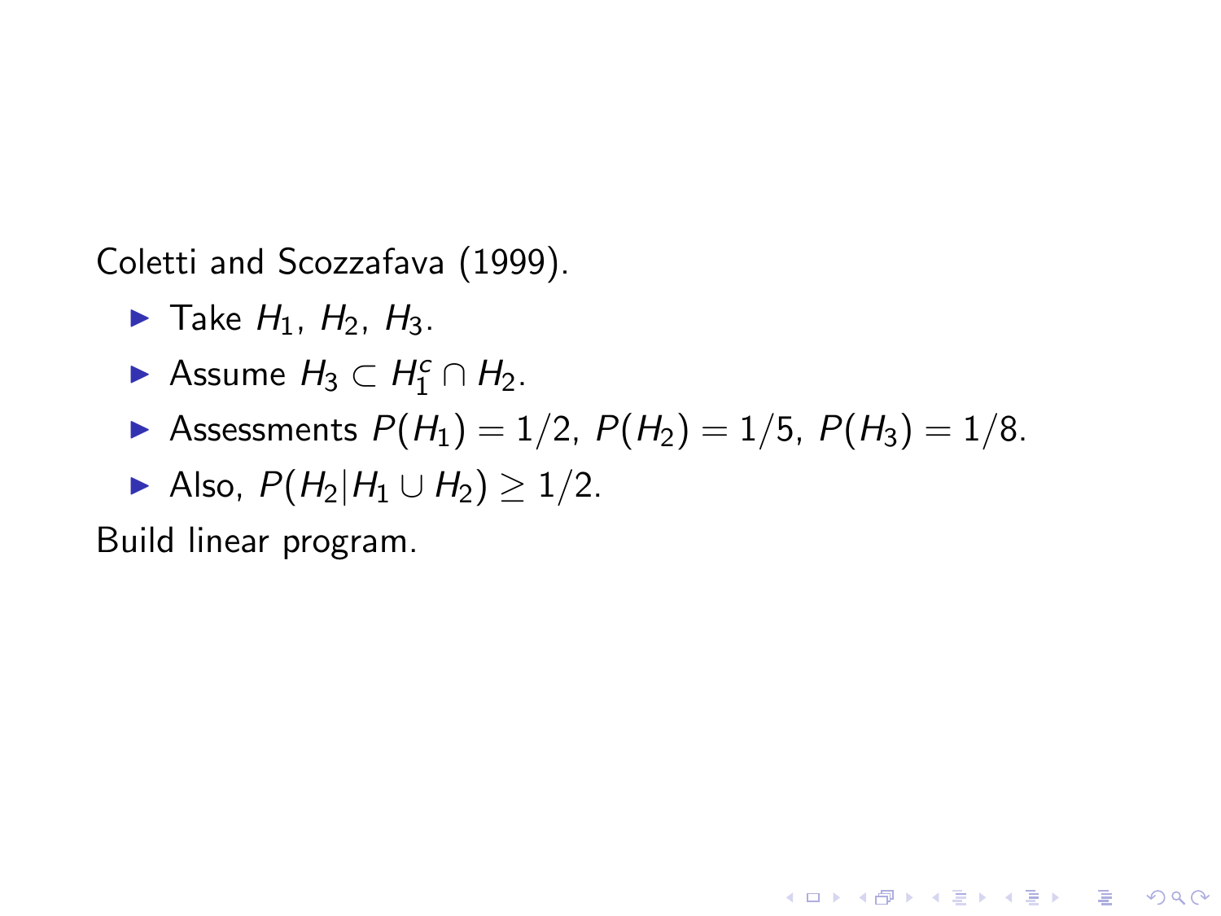Coletti and Scozzafava (1999).

- Take $H_1$, $H_2$, $H_3$.
- Assume $H_3 \subset H_1^c \cap H_2$.
- Assessments $P(H_1) = 1/2$, $P(H_2) = 1/5$, $P(H_3) = 1/8$.
- Also, $P(H_2 | H_1 \cup H_2) \geq 1/2$.

Build linear program.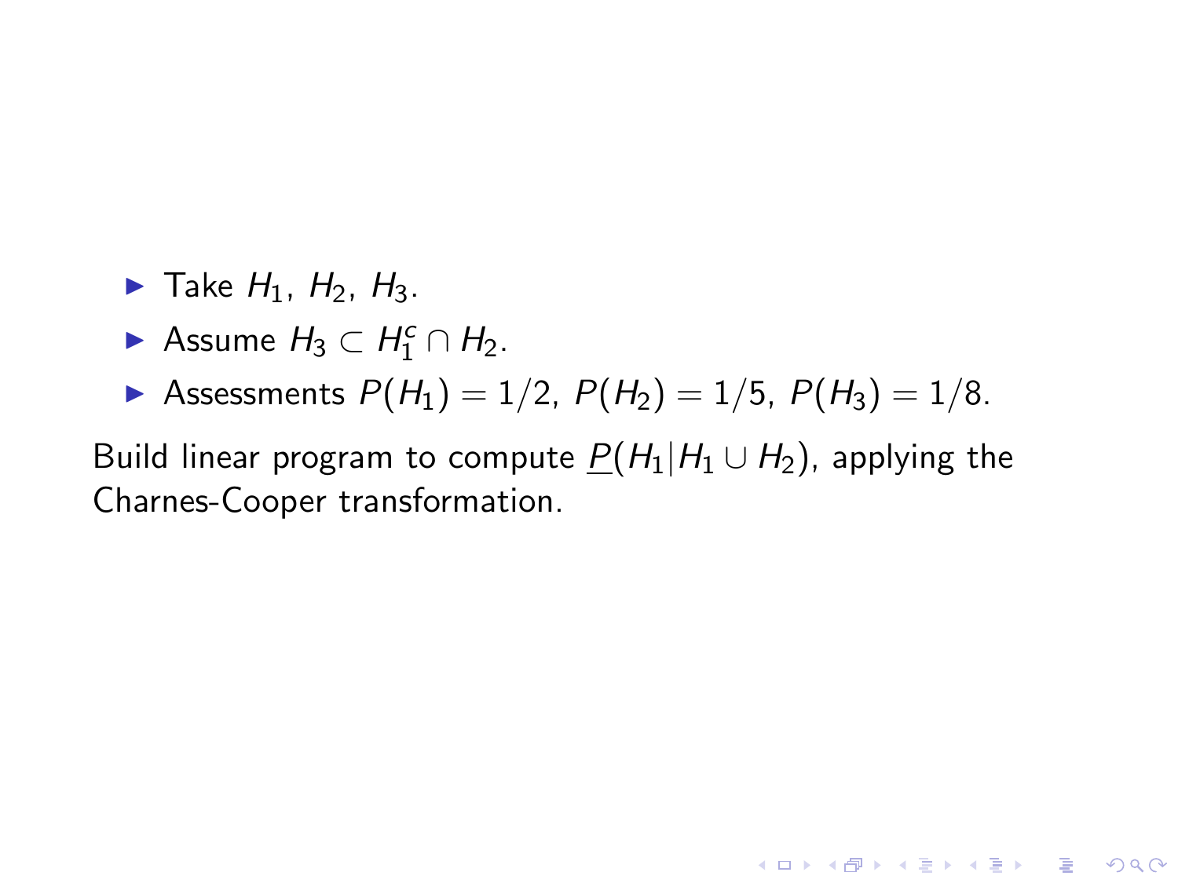- Take $H_1$, $H_2$, $H_3$.
- Assume $H_3 \subset H_1^c \cap H_2$.
- Assessments $P(H_1) = 1/2$, $P(H_2) = 1/5$, $P(H_3) = 1/8$.

Build linear program to compute $\underline{P}(H_1 | H_1 \cup H_2)$, applying the Charnes-Cooper transformation.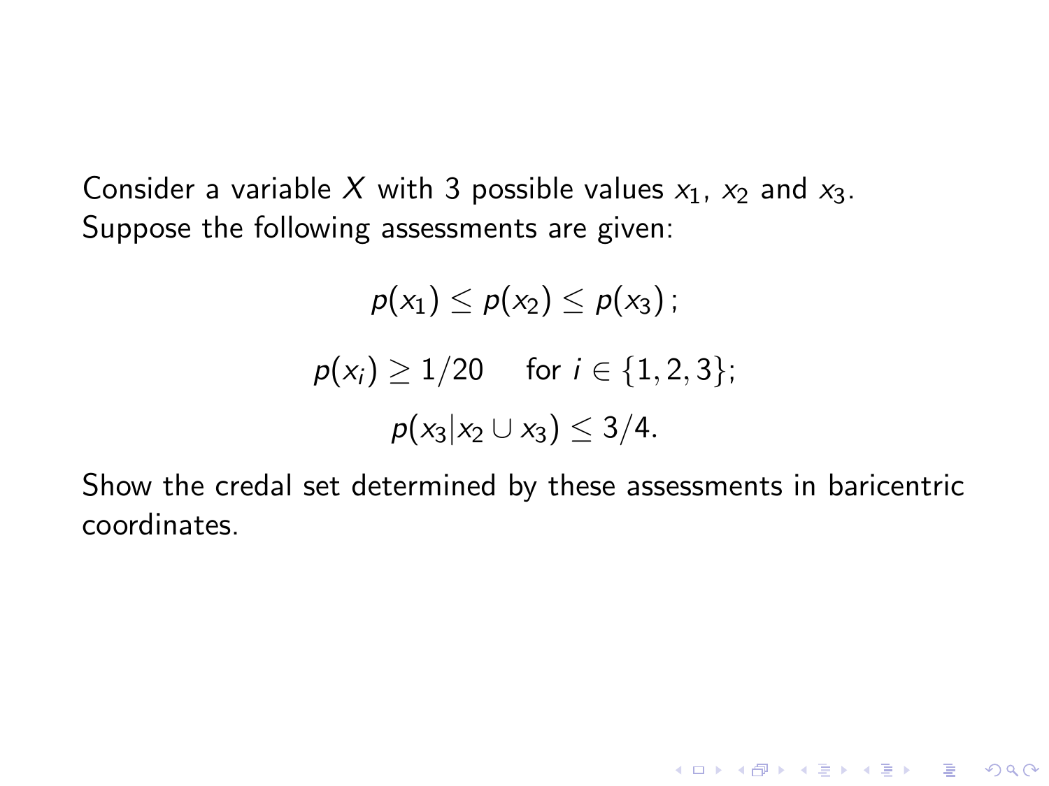Consider a variable $X$ with 3 possible values $x_1$, $x_2$ and $x_3$. Suppose the following assessments are given:

$$p(x_1) \leq p(x_2) \leq p(x_3)\,;$$

$$p(x_i) \geq 1/20 \quad \text{for } i \in \{1, 2, 3\};$$

$$p(x_3 | x_2 \cup x_3) \leq 3/4.$$

Show the credal set determined by these assessments in baricentric coordinates.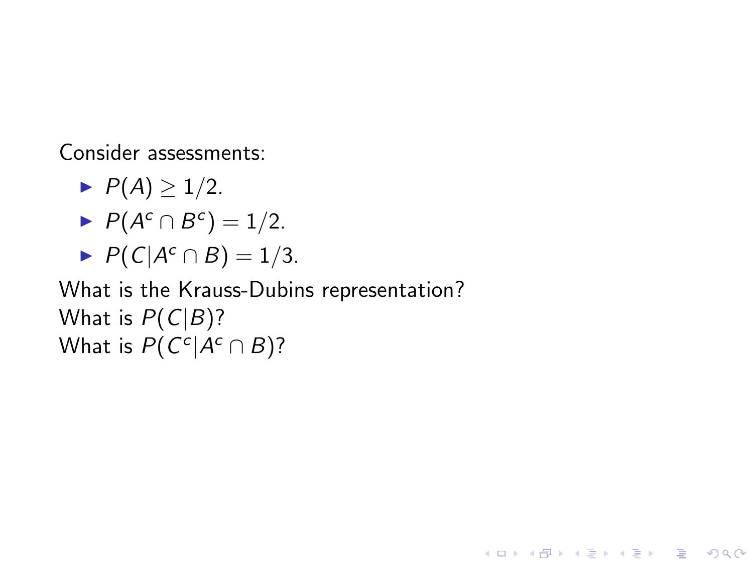Consider assessments:

- $P(A) \geq 1/2$.
- $P(A^c \cap B^c) = 1/2$.
- $P(C|A^c \cap B) = 1/3$.

What is the Krauss-Dubins representation?
What is $P(C|B)$?
What is $P(C^c|A^c \cap B)$?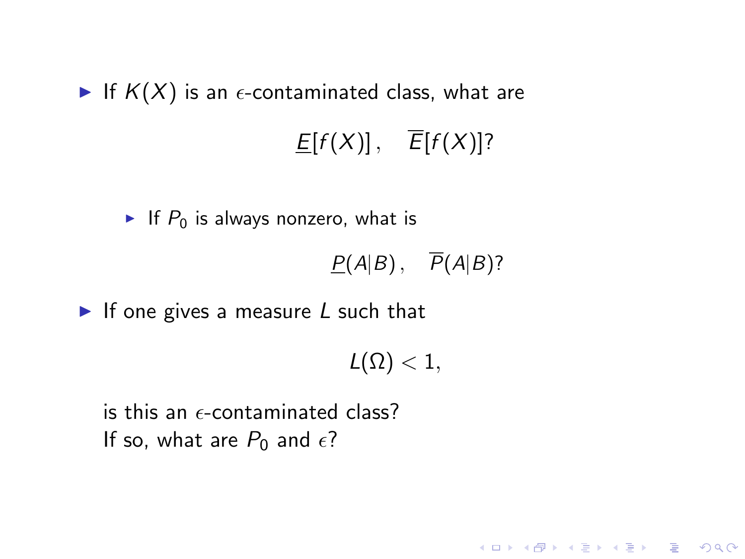- If $K(X)$ is an $\epsilon$-contaminated class, what are

$$\underline{E}[f(X)], \quad \overline{E}[f(X)]?$$

  - If $P_0$ is always nonzero, what is

$$\underline{P}(A|B), \quad \overline{P}(A|B)?$$

- If one gives a measure $L$ such that

$$L(\Omega) < 1,$$

  is this an $\epsilon$-contaminated class?
  If so, what are $P_0$ and $\epsilon$?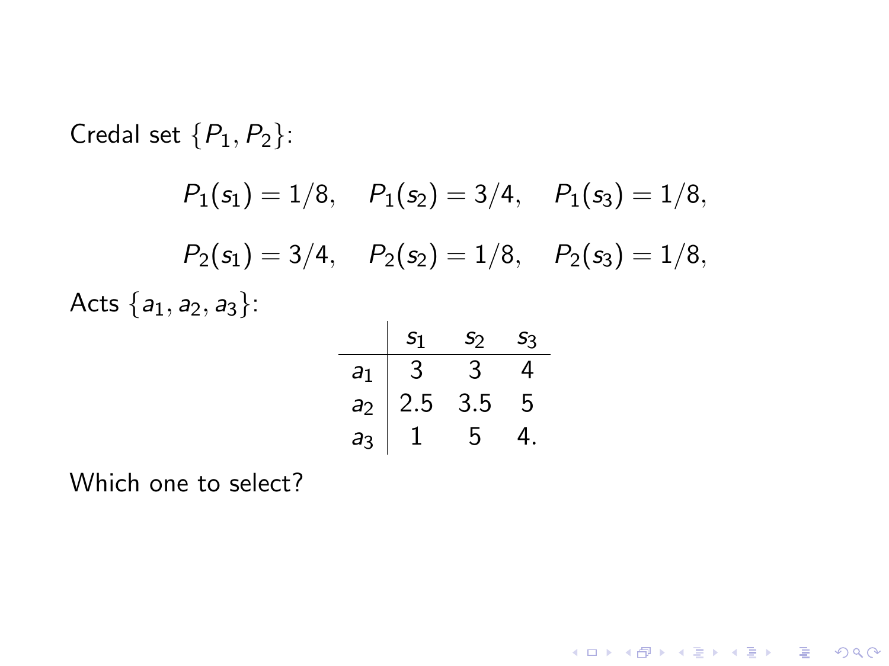Credal set $\{P_1, P_2\}$:

$$P_1(s_1) = 1/8, \quad P_1(s_2) = 3/4, \quad P_1(s_3) = 1/8,$$

$$P_2(s_1) = 3/4, \quad P_2(s_2) = 1/8, \quad P_2(s_3) = 1/8,$$

Acts $\{a_1, a_2, a_3\}$:

| | $s_1$ | $s_2$ | $s_3$ |
|---|---|---|---|
| $a_1$ | 3 | 3 | 4 |
| $a_2$ | 2.5 | 3.5 | 5 |
| $a_3$ | 1 | 5 | 4. |

Which one to select?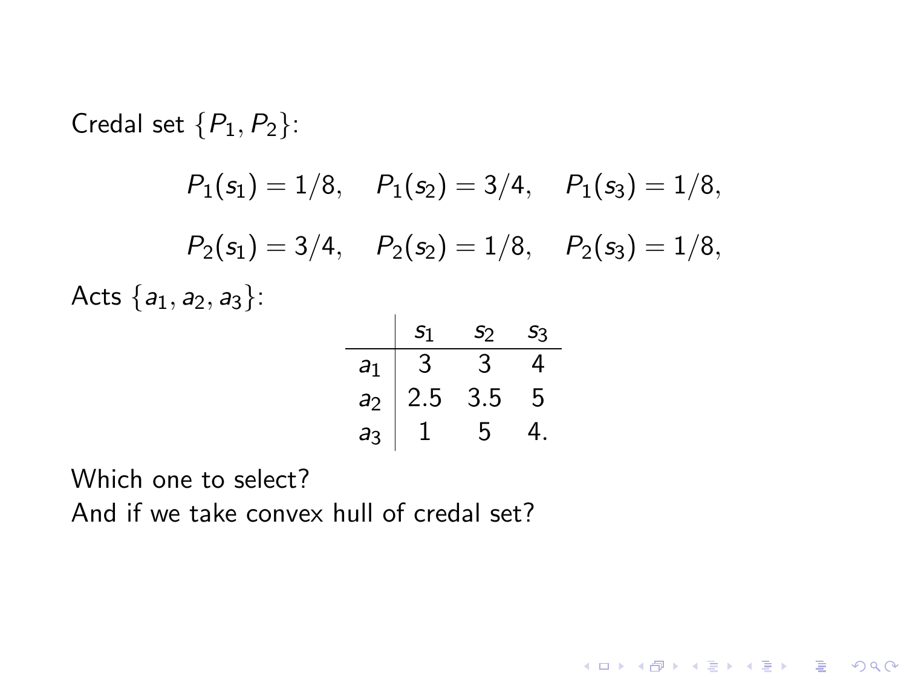Credal set $\{P_1, P_2\}$:

$$P_1(s_1) = 1/8, \quad P_1(s_2) = 3/4, \quad P_1(s_3) = 1/8,$$

$$P_2(s_1) = 3/4, \quad P_2(s_2) = 1/8, \quad P_2(s_3) = 1/8,$$

Acts $\{a_1, a_2, a_3\}$:

| | $s_1$ | $s_2$ | $s_3$ |
|---|---|---|---|
| $a_1$ | 3 | 3 | 4 |
| $a_2$ | 2.5 | 3.5 | 5 |
| $a_3$ | 1 | 5 | 4. |

Which one to select?
And if we take convex hull of credal set?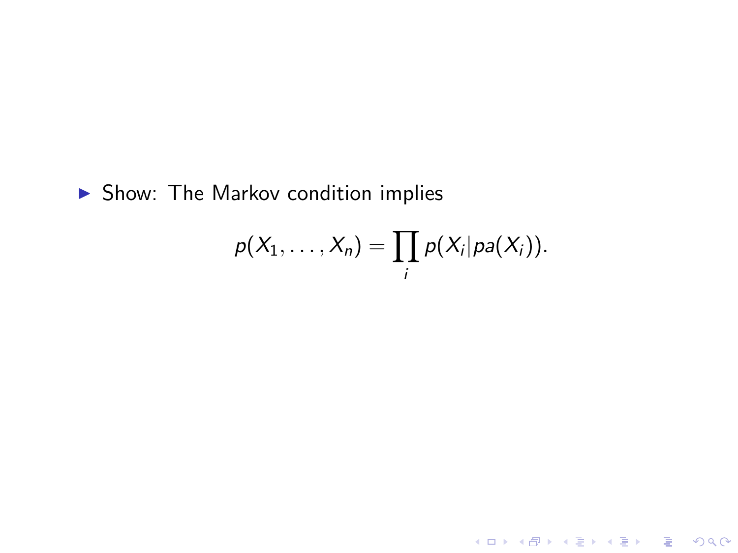- Show: The Markov condition implies

$$p(X_1, \ldots, X_n) = \prod_i p(X_i | pa(X_i)).$$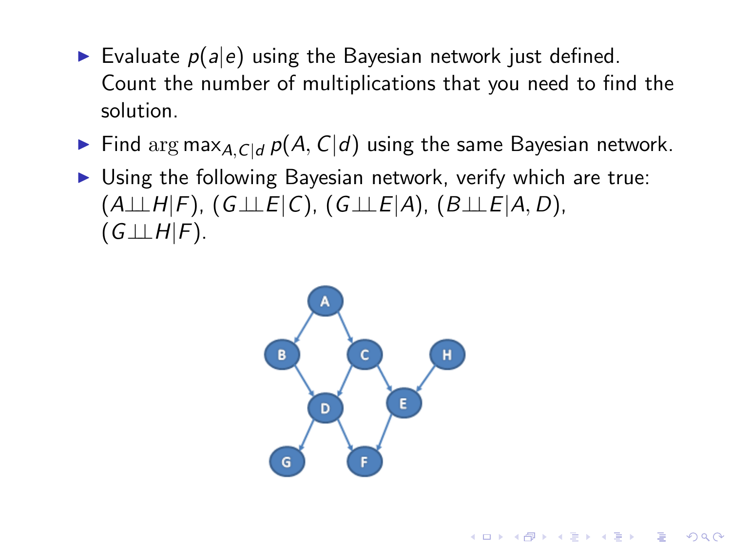- Evaluate $p(a|e)$ using the Bayesian network just defined. Count the number of multiplications that you need to find the solution.
- Find $\arg\max_{A,C|d} p(A, C|d)$ using the same Bayesian network.
- Using the following Bayesian network, verify which are true: $(A \perp\!\!\!\perp H|F)$, $(G \perp\!\!\!\perp E|C)$, $(G \perp\!\!\!\perp E|A)$, $(B \perp\!\!\!\perp E|A, D)$, $(G \perp\!\!\!\perp H|F)$.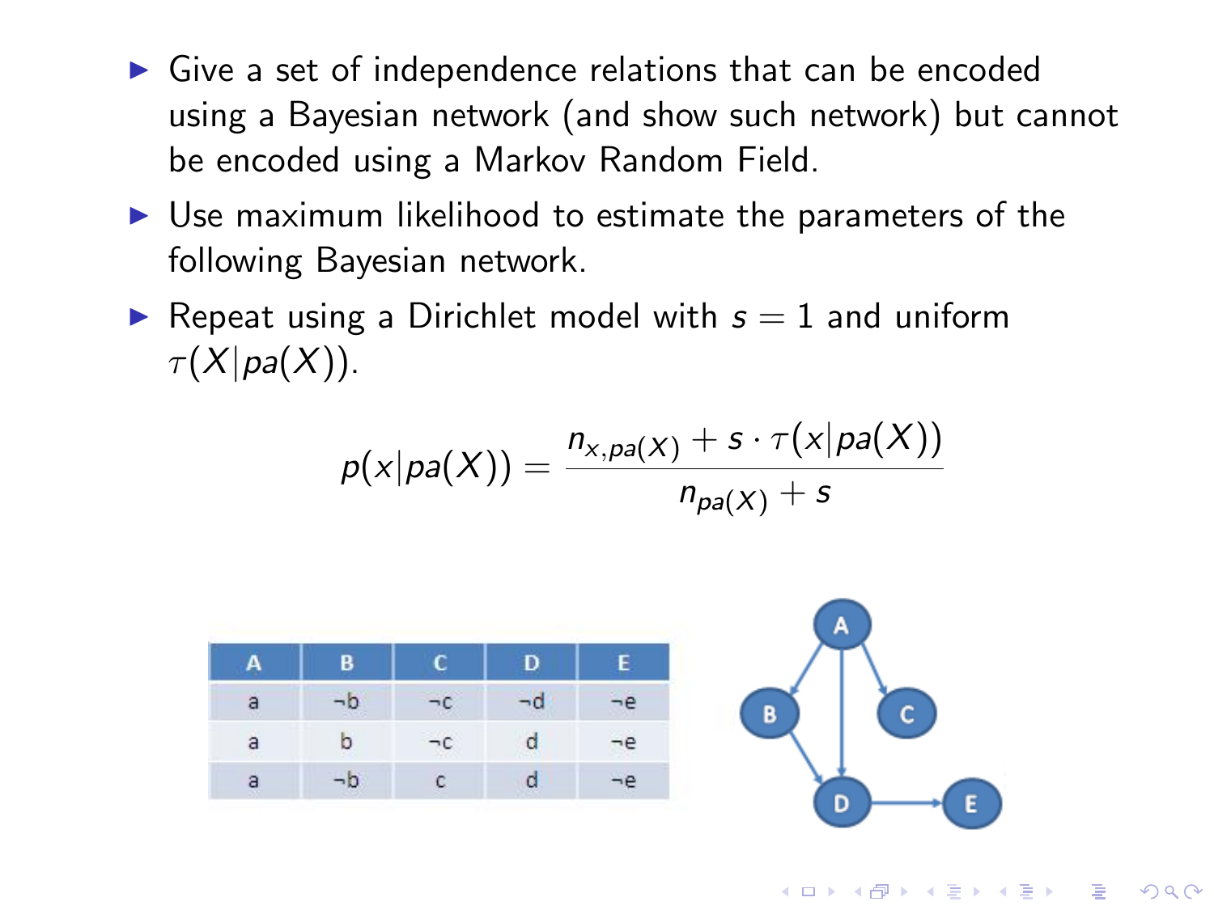- Give a set of independence relations that can be encoded using a Bayesian network (and show such network) but cannot be encoded using a Markov Random Field.
- Use maximum likelihood to estimate the parameters of the following Bayesian network.
- Repeat using a Dirichlet model with $s = 1$ and uniform $\tau(X|pa(X))$.

$$p(x|pa(X)) = \frac{n_{x,pa(X)} + s \cdot \tau(x|pa(X))}{n_{pa(X)} + s}$$

| A | B | C | D | E |
|---|---|---|---|---|
| a | ¬b | ¬c | ¬d | ¬e |
| a | b | ¬c | d | ¬e |
| a | ¬b | c | d | ¬e |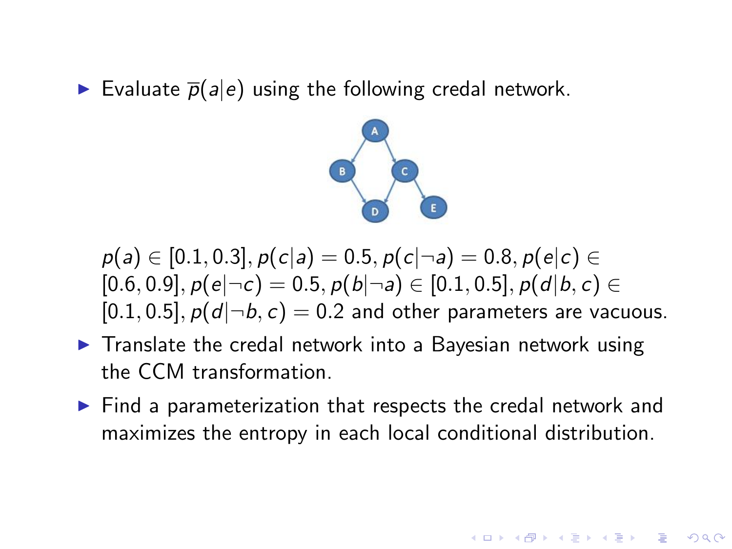- Evaluate $\overline{p}(a|e)$ using the following credal network.

  $p(a) \in [0.1, 0.3], p(c|a) = 0.5, p(c|\neg a) = 0.8, p(e|c) \in [0.6, 0.9], p(e|\neg c) = 0.5, p(b|\neg a) \in [0.1, 0.5], p(d|b, c) \in [0.1, 0.5], p(d|\neg b, c) = 0.2$ and other parameters are vacuous.

- Translate the credal network into a Bayesian network using the CCM transformation.
- Find a parameterization that respects the credal network and maximizes the entropy in each local conditional distribution.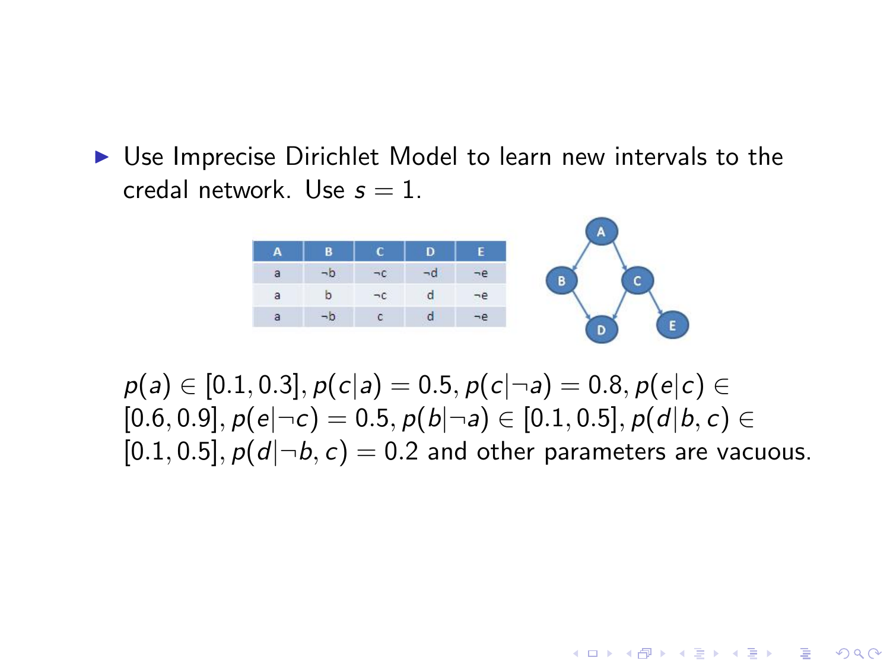- Use Imprecise Dirichlet Model to learn new intervals to the credal network. Use $s = 1$.

| A | B | C | D | E |
|---|---|---|---|---|
| a | ¬b | ¬c | ¬d | ¬e |
| a | b | ¬c | d | ¬e |
| a | ¬b | c | d | ¬e |

$p(a) \in [0.1, 0.3]$, $p(c|a) = 0.5$, $p(c|\neg a) = 0.8$, $p(e|c) \in [0.6, 0.9]$, $p(e|\neg c) = 0.5$, $p(b|\neg a) \in [0.1, 0.5]$, $p(d|b, c) \in [0.1, 0.5]$, $p(d|\neg b, c) = 0.2$ and other parameters are vacuous.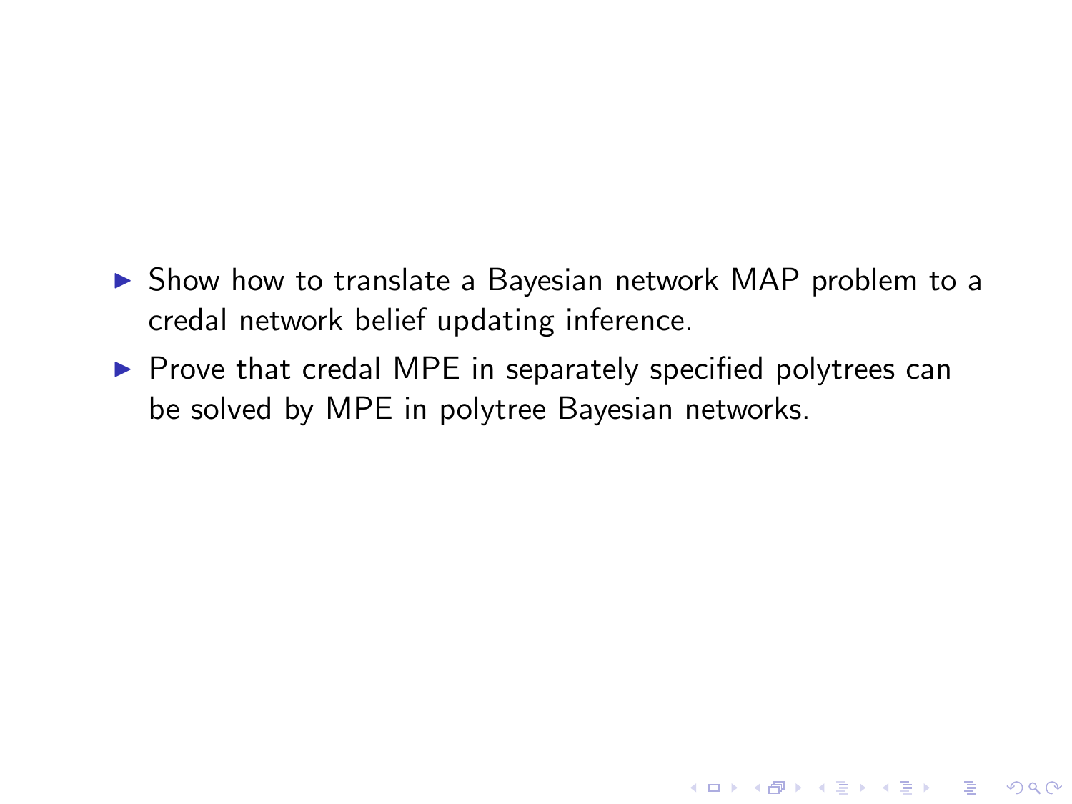- Show how to translate a Bayesian network MAP problem to a credal network belief updating inference.
- Prove that credal MPE in separately specified polytrees can be solved by MPE in polytree Bayesian networks.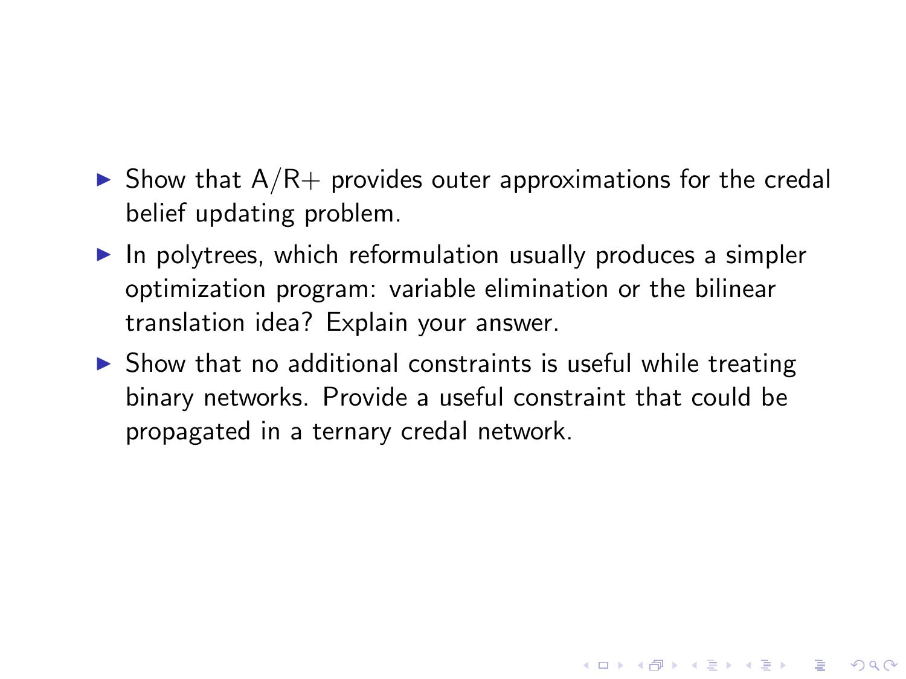- Show that A/R+ provides outer approximations for the credal belief updating problem.
- In polytrees, which reformulation usually produces a simpler optimization program: variable elimination or the bilinear translation idea? Explain your answer.
- Show that no additional constraints is useful while treating binary networks. Provide a useful constraint that could be propagated in a ternary credal network.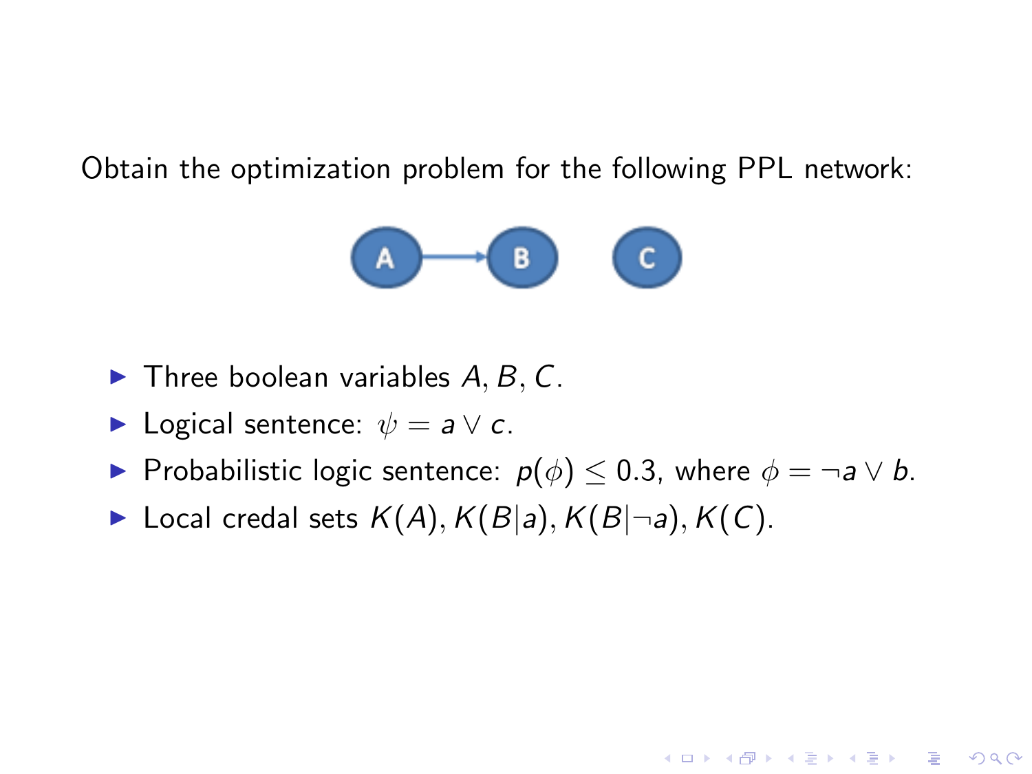Obtain the optimization problem for the following PPL network:

A → B    C

- Three boolean variables $A, B, C$.
- Logical sentence: $\psi = a \vee c$.
- Probabilistic logic sentence: $p(\phi) \leq 0.3$, where $\phi = \neg a \vee b$.
- Local credal sets $K(A), K(B|a), K(B|\neg a), K(C)$.